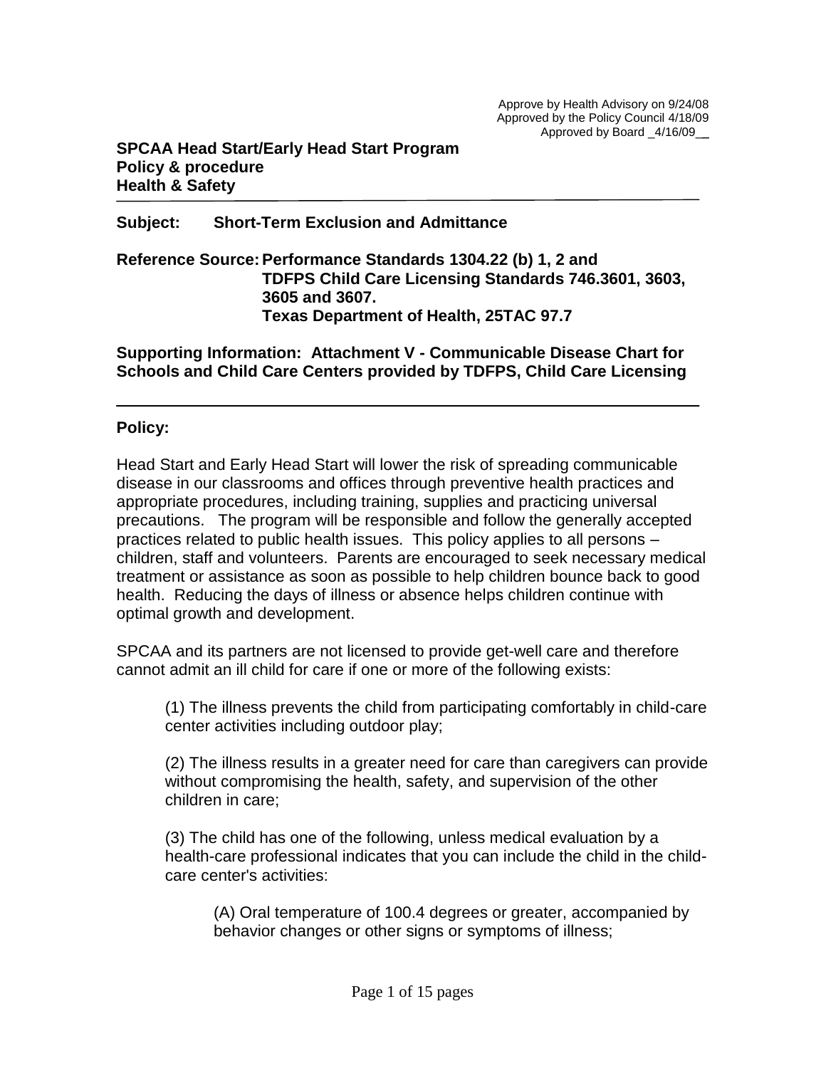Approve by Health Advisory on 9/24/08
Approved by the Policy Council 4/18/09
Approved by Board _4/16/09__

**SPCAA Head Start/Early Head Start Program**
**Policy & procedure**
**Health & Safety**

---

**Subject:** **Short-Term Exclusion and Admittance**

**Reference Source: Performance Standards 1304.22 (b) 1, 2 and TDFPS Child Care Licensing Standards 746.3601, 3603, 3605 and 3607. Texas Department of Health, 25TAC 97.7**

**Supporting Information: Attachment V - Communicable Disease Chart for Schools and Child Care Centers provided by TDFPS, Child Care Licensing**

---

**Policy:**

Head Start and Early Head Start will lower the risk of spreading communicable disease in our classrooms and offices through preventive health practices and appropriate procedures, including training, supplies and practicing universal precautions. The program will be responsible and follow the generally accepted practices related to public health issues. This policy applies to all persons – children, staff and volunteers. Parents are encouraged to seek necessary medical treatment or assistance as soon as possible to help children bounce back to good health. Reducing the days of illness or absence helps children continue with optimal growth and development.

SPCAA and its partners are not licensed to provide get-well care and therefore cannot admit an ill child for care if one or more of the following exists:

(1) The illness prevents the child from participating comfortably in child-care center activities including outdoor play;

(2) The illness results in a greater need for care than caregivers can provide without compromising the health, safety, and supervision of the other children in care;

(3) The child has one of the following, unless medical evaluation by a health-care professional indicates that you can include the child in the child-care center's activities:

(A) Oral temperature of 100.4 degrees or greater, accompanied by behavior changes or other signs or symptoms of illness;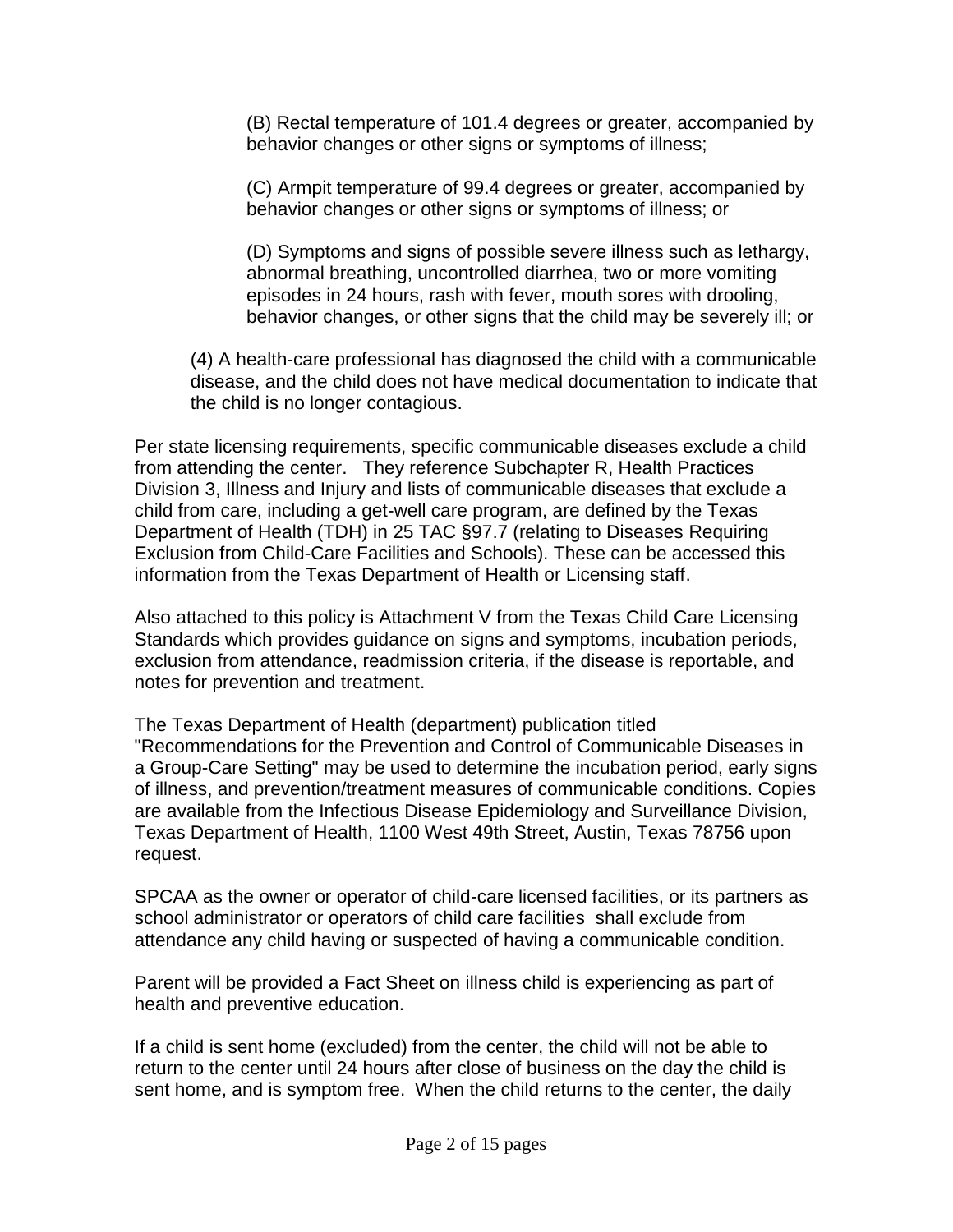(B) Rectal temperature of 101.4 degrees or greater, accompanied by behavior changes or other signs or symptoms of illness;

(C) Armpit temperature of 99.4 degrees or greater, accompanied by behavior changes or other signs or symptoms of illness; or

(D) Symptoms and signs of possible severe illness such as lethargy, abnormal breathing, uncontrolled diarrhea, two or more vomiting episodes in 24 hours, rash with fever, mouth sores with drooling, behavior changes, or other signs that the child may be severely ill; or

(4) A health-care professional has diagnosed the child with a communicable disease, and the child does not have medical documentation to indicate that the child is no longer contagious.

Per state licensing requirements, specific communicable diseases exclude a child from attending the center. They reference Subchapter R, Health Practices Division 3, Illness and Injury and lists of communicable diseases that exclude a child from care, including a get-well care program, are defined by the Texas Department of Health (TDH) in 25 TAC §97.7 (relating to Diseases Requiring Exclusion from Child-Care Facilities and Schools). These can be accessed this information from the Texas Department of Health or Licensing staff.

Also attached to this policy is Attachment V from the Texas Child Care Licensing Standards which provides guidance on signs and symptoms, incubation periods, exclusion from attendance, readmission criteria, if the disease is reportable, and notes for prevention and treatment.

The Texas Department of Health (department) publication titled "Recommendations for the Prevention and Control of Communicable Diseases in a Group-Care Setting" may be used to determine the incubation period, early signs of illness, and prevention/treatment measures of communicable conditions. Copies are available from the Infectious Disease Epidemiology and Surveillance Division, Texas Department of Health, 1100 West 49th Street, Austin, Texas 78756 upon request.

SPCAA as the owner or operator of child-care licensed facilities, or its partners as school administrator or operators of child care facilities shall exclude from attendance any child having or suspected of having a communicable condition.

Parent will be provided a Fact Sheet on illness child is experiencing as part of health and preventive education.

If a child is sent home (excluded) from the center, the child will not be able to return to the center until 24 hours after close of business on the day the child is sent home, and is symptom free. When the child returns to the center, the daily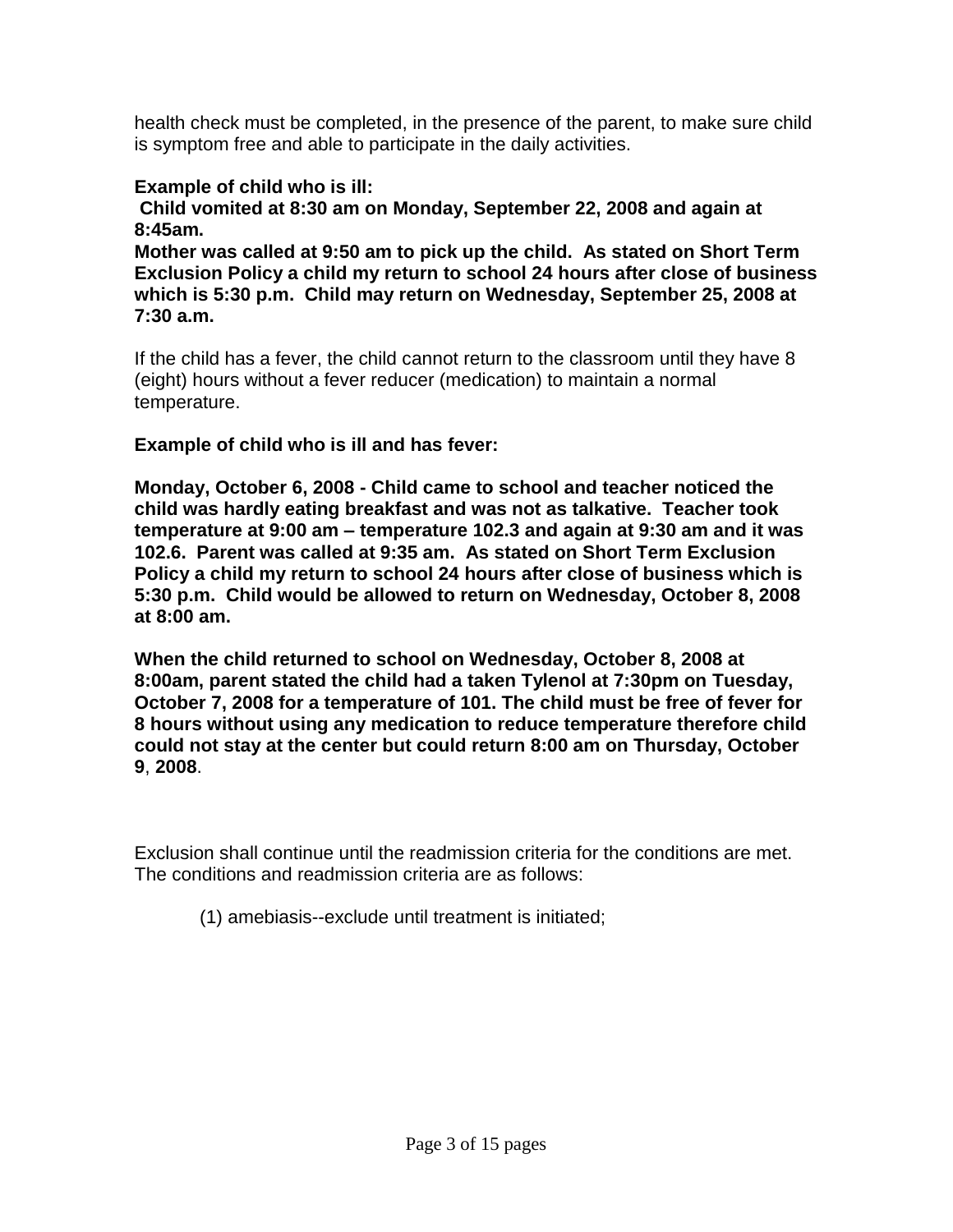health check must be completed, in the presence of the parent, to make sure child is symptom free and able to participate in the daily activities.

**Example of child who is ill:**
**Child vomited at 8:30 am on Monday, September 22, 2008 and again at 8:45am.**
**Mother was called at 9:50 am to pick up the child. As stated on Short Term Exclusion Policy a child my return to school 24 hours after close of business which is 5:30 p.m. Child may return on Wednesday, September 25, 2008 at 7:30 a.m.**

If the child has a fever, the child cannot return to the classroom until they have 8 (eight) hours without a fever reducer (medication) to maintain a normal temperature.

**Example of child who is ill and has fever:**

**Monday, October 6, 2008 - Child came to school and teacher noticed the child was hardly eating breakfast and was not as talkative. Teacher took temperature at 9:00 am – temperature 102.3 and again at 9:30 am and it was 102.6. Parent was called at 9:35 am. As stated on Short Term Exclusion Policy a child my return to school 24 hours after close of business which is 5:30 p.m. Child would be allowed to return on Wednesday, October 8, 2008 at 8:00 am.**

**When the child returned to school on Wednesday, October 8, 2008 at 8:00am, parent stated the child had a taken Tylenol at 7:30pm on Tuesday, October 7, 2008 for a temperature of 101. The child must be free of fever for 8 hours without using any medication to reduce temperature therefore child could not stay at the center but could return 8:00 am on Thursday, October 9, 2008**.

Exclusion shall continue until the readmission criteria for the conditions are met. The conditions and readmission criteria are as follows:

(1) amebiasis--exclude until treatment is initiated;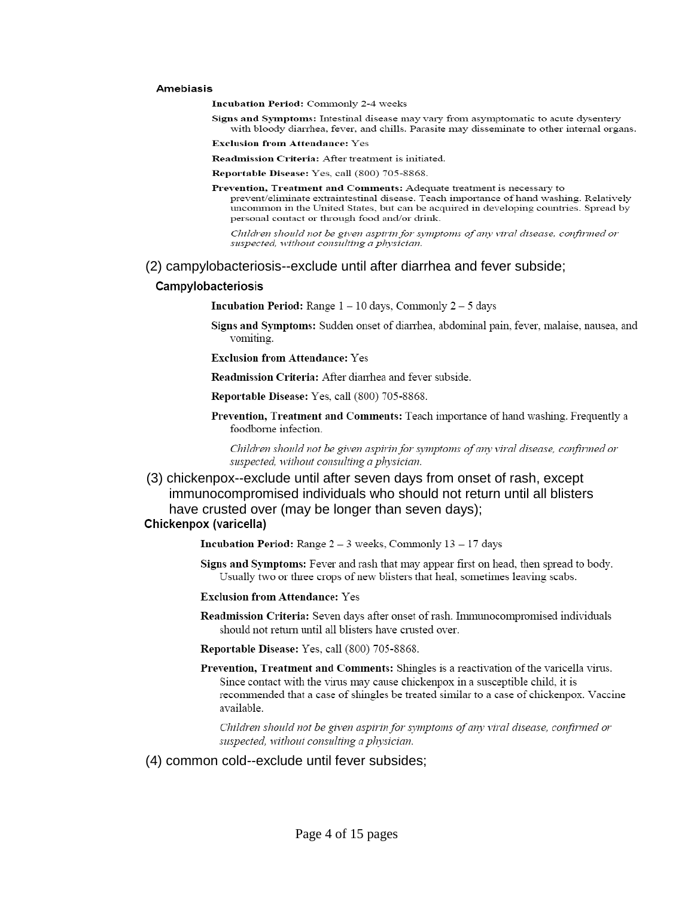### Amebiasis

**Incubation Period:** Commonly 2-4 weeks

**Signs and Symptoms:** Intestinal disease may vary from asymptomatic to acute dysentery with bloody diarrhea, fever, and chills. Parasite may disseminate to other internal organs.

**Exclusion from Attendance:** Yes

**Readmission Criteria:** After treatment is initiated.

**Reportable Disease:** Yes, call (800) 705-8868.

**Prevention, Treatment and Comments:** Adequate treatment is necessary to prevent/eliminate extraintestinal disease. Teach importance of hand washing. Relatively uncommon in the United States, but can be acquired in developing countries. Spread by personal contact or through food and/or drink.

*Children should not be given aspirin for symptoms of any viral disease, confirmed or suspected, without consulting a physician.*

(2) campylobacteriosis--exclude until after diarrhea and fever subside;

### Campylobacteriosis

**Incubation Period:** Range 1 – 10 days, Commonly 2 – 5 days

**Signs and Symptoms:** Sudden onset of diarrhea, abdominal pain, fever, malaise, nausea, and vomiting.

**Exclusion from Attendance:** Yes

**Readmission Criteria:** After diarrhea and fever subside.

**Reportable Disease:** Yes, call (800) 705-8868.

**Prevention, Treatment and Comments:** Teach importance of hand washing. Frequently a foodborne infection.

*Children should not be given aspirin for symptoms of any viral disease, confirmed or suspected, without consulting a physician.*

(3) chickenpox--exclude until after seven days from onset of rash, except immunocompromised individuals who should not return until all blisters have crusted over (may be longer than seven days);

### Chickenpox (varicella)

**Incubation Period:** Range 2 – 3 weeks, Commonly 13 – 17 days

**Signs and Symptoms:** Fever and rash that may appear first on head, then spread to body. Usually two or three crops of new blisters that heal, sometimes leaving scabs.

**Exclusion from Attendance:** Yes

**Readmission Criteria:** Seven days after onset of rash. Immunocompromised individuals should not return until all blisters have crusted over.

**Reportable Disease:** Yes, call (800) 705-8868.

**Prevention, Treatment and Comments:** Shingles is a reactivation of the varicella virus. Since contact with the virus may cause chickenpox in a susceptible child, it is recommended that a case of shingles be treated similar to a case of chickenpox. Vaccine available.

*Children should not be given aspirin for symptoms of any viral disease, confirmed or suspected, without consulting a physician.*

(4) common cold--exclude until fever subsides;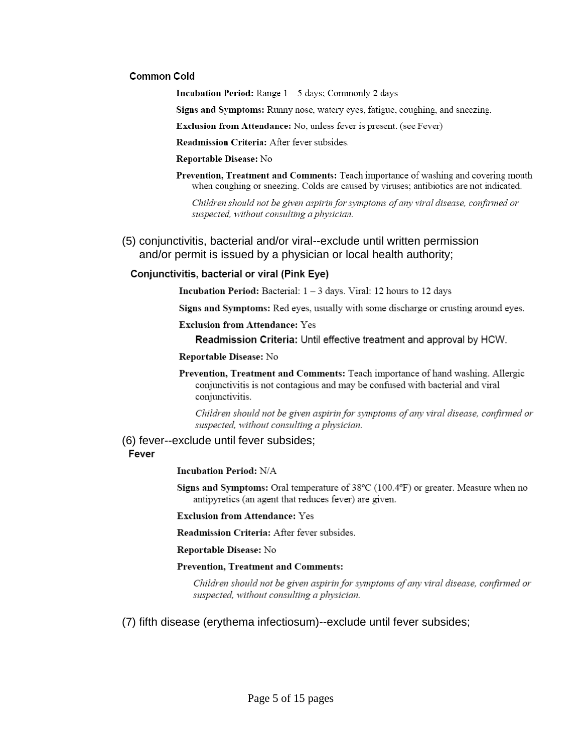### Common Cold

**Incubation Period:** Range 1 – 5 days; Commonly 2 days

**Signs and Symptoms:** Runny nose, watery eyes, fatigue, coughing, and sneezing.

**Exclusion from Attendance:** No, unless fever is present. (see Fever)

**Readmission Criteria:** After fever subsides.

**Reportable Disease:** No

**Prevention, Treatment and Comments:** Teach importance of washing and covering mouth when coughing or sneezing. Colds are caused by viruses; antibiotics are not indicated.

*Children should not be given aspirin for symptoms of any viral disease, confirmed or suspected, without consulting a physician.*

(5) conjunctivitis, bacterial and/or viral--exclude until written permission and/or permit is issued by a physician or local health authority;

### Conjunctivitis, bacterial or viral (Pink Eye)

**Incubation Period:** Bacterial: 1 – 3 days. Viral: 12 hours to 12 days

**Signs and Symptoms:** Red eyes, usually with some discharge or crusting around eyes.

**Exclusion from Attendance:** Yes

**Readmission Criteria:** Until effective treatment and approval by HCW.

**Reportable Disease:** No

**Prevention, Treatment and Comments:** Teach importance of hand washing. Allergic conjunctivitis is not contagious and may be confused with bacterial and viral conjunctivitis.

*Children should not be given aspirin for symptoms of any viral disease, confirmed or suspected, without consulting a physician.*

(6) fever--exclude until fever subsides;

### Fever

**Incubation Period:** N/A

**Signs and Symptoms:** Oral temperature of 38ºC (100.4ºF) or greater. Measure when no antipyretics (an agent that reduces fever) are given.

**Exclusion from Attendance:** Yes

**Readmission Criteria:** After fever subsides.

**Reportable Disease:** No

**Prevention, Treatment and Comments:**

*Children should not be given aspirin for symptoms of any viral disease, confirmed or suspected, without consulting a physician.*

(7) fifth disease (erythema infectiosum)--exclude until fever subsides;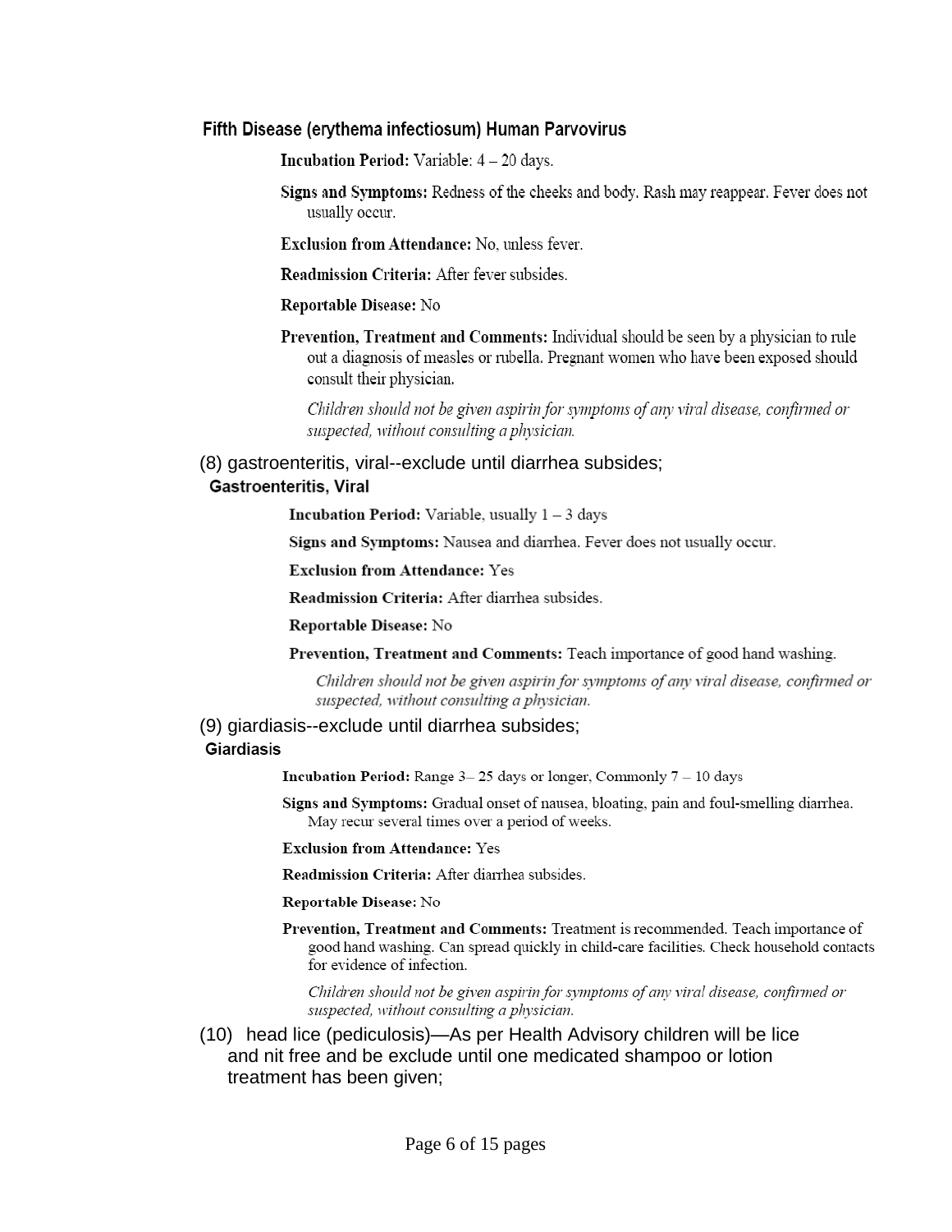### Fifth Disease (erythema infectiosum) Human Parvovirus

**Incubation Period:** Variable: 4 – 20 days.

**Signs and Symptoms:** Redness of the cheeks and body. Rash may reappear. Fever does not usually occur.

**Exclusion from Attendance:** No, unless fever.

**Readmission Criteria:** After fever subsides.

**Reportable Disease:** No

**Prevention, Treatment and Comments:** Individual should be seen by a physician to rule out a diagnosis of measles or rubella. Pregnant women who have been exposed should consult their physician.

*Children should not be given aspirin for symptoms of any viral disease, confirmed or suspected, without consulting a physician.*

(8) gastroenteritis, viral--exclude until diarrhea subsides;

### Gastroenteritis, Viral

**Incubation Period:** Variable, usually 1 – 3 days

**Signs and Symptoms:** Nausea and diarrhea. Fever does not usually occur.

**Exclusion from Attendance:** Yes

**Readmission Criteria:** After diarrhea subsides.

**Reportable Disease:** No

**Prevention, Treatment and Comments:** Teach importance of good hand washing.

*Children should not be given aspirin for symptoms of any viral disease, confirmed or suspected, without consulting a physician.*

(9) giardiasis--exclude until diarrhea subsides;

### Giardiasis

**Incubation Period:** Range 3– 25 days or longer, Commonly 7 – 10 days

**Signs and Symptoms:** Gradual onset of nausea, bloating, pain and foul-smelling diarrhea. May recur several times over a period of weeks.

**Exclusion from Attendance:** Yes

**Readmission Criteria:** After diarrhea subsides.

**Reportable Disease:** No

**Prevention, Treatment and Comments:** Treatment is recommended. Teach importance of good hand washing. Can spread quickly in child-care facilities. Check household contacts for evidence of infection.

*Children should not be given aspirin for symptoms of any viral disease, confirmed or suspected, without consulting a physician.*

(10) head lice (pediculosis)—As per Health Advisory children will be lice and nit free and be exclude until one medicated shampoo or lotion treatment has been given;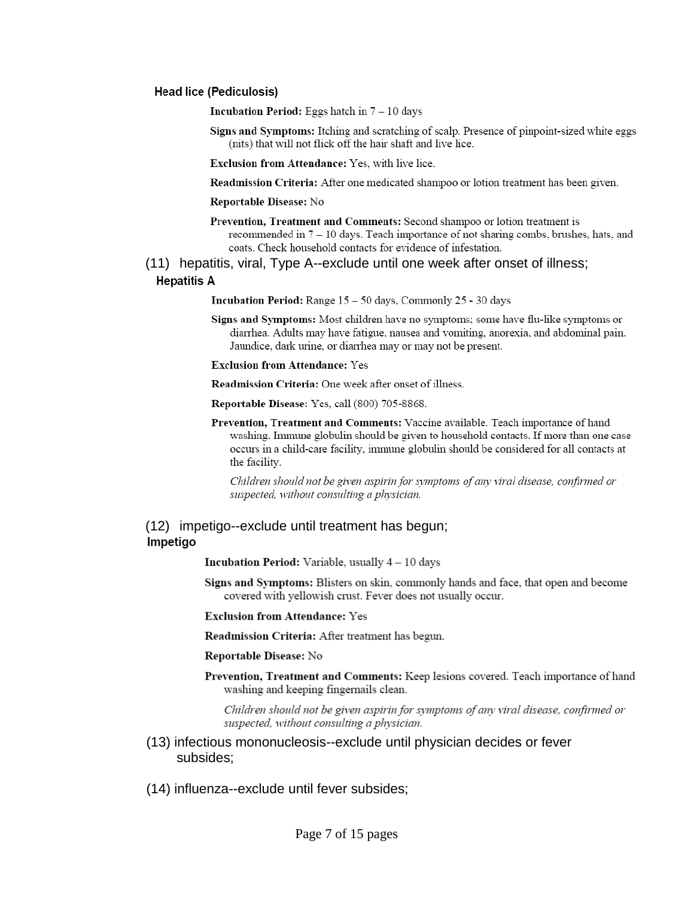### Head lice (Pediculosis)

**Incubation Period:** Eggs hatch in 7 – 10 days

**Signs and Symptoms:** Itching and scratching of scalp. Presence of pinpoint-sized white eggs (nits) that will not flick off the hair shaft and live lice.

**Exclusion from Attendance:** Yes, with live lice.

**Readmission Criteria:** After one medicated shampoo or lotion treatment has been given.

**Reportable Disease:** No

**Prevention, Treatment and Comments:** Second shampoo or lotion treatment is recommended in 7 – 10 days. Teach importance of not sharing combs, brushes, hats, and coats. Check household contacts for evidence of infestation.

(11) hepatitis, viral, Type A--exclude until one week after onset of illness;

### Hepatitis A

**Incubation Period:** Range 15 – 50 days, Commonly 25 - 30 days

**Signs and Symptoms:** Most children have no symptoms; some have flu-like symptoms or diarrhea. Adults may have fatigue, nausea and vomiting, anorexia, and abdominal pain. Jaundice, dark urine, or diarrhea may or may not be present.

**Exclusion from Attendance:** Yes

**Readmission Criteria:** One week after onset of illness.

**Reportable Disease**: Yes, call (800) 705-8868.

**Prevention, Treatment and Comments:** Vaccine available. Teach importance of hand washing. Immune globulin should be given to household contacts. If more than one case occurs in a child-care facility, immune globulin should be considered for all contacts at the facility.

*Children should not be given aspirin for symptoms of any viral disease, confirmed or suspected, without consulting a physician.*

(12) impetigo--exclude until treatment has begun;

### Impetigo

**Incubation Period:** Variable, usually 4 – 10 days

**Signs and Symptoms:** Blisters on skin, commonly hands and face, that open and become covered with yellowish crust. Fever does not usually occur.

**Exclusion from Attendance:** Yes

**Readmission Criteria:** After treatment has begun.

**Reportable Disease:** No

**Prevention, Treatment and Comments:** Keep lesions covered. Teach importance of hand washing and keeping fingernails clean.

*Children should not be given aspirin for symptoms of any viral disease, confirmed or suspected, without consulting a physician.*

(13) infectious mononucleosis--exclude until physician decides or fever subsides;

(14) influenza--exclude until fever subsides;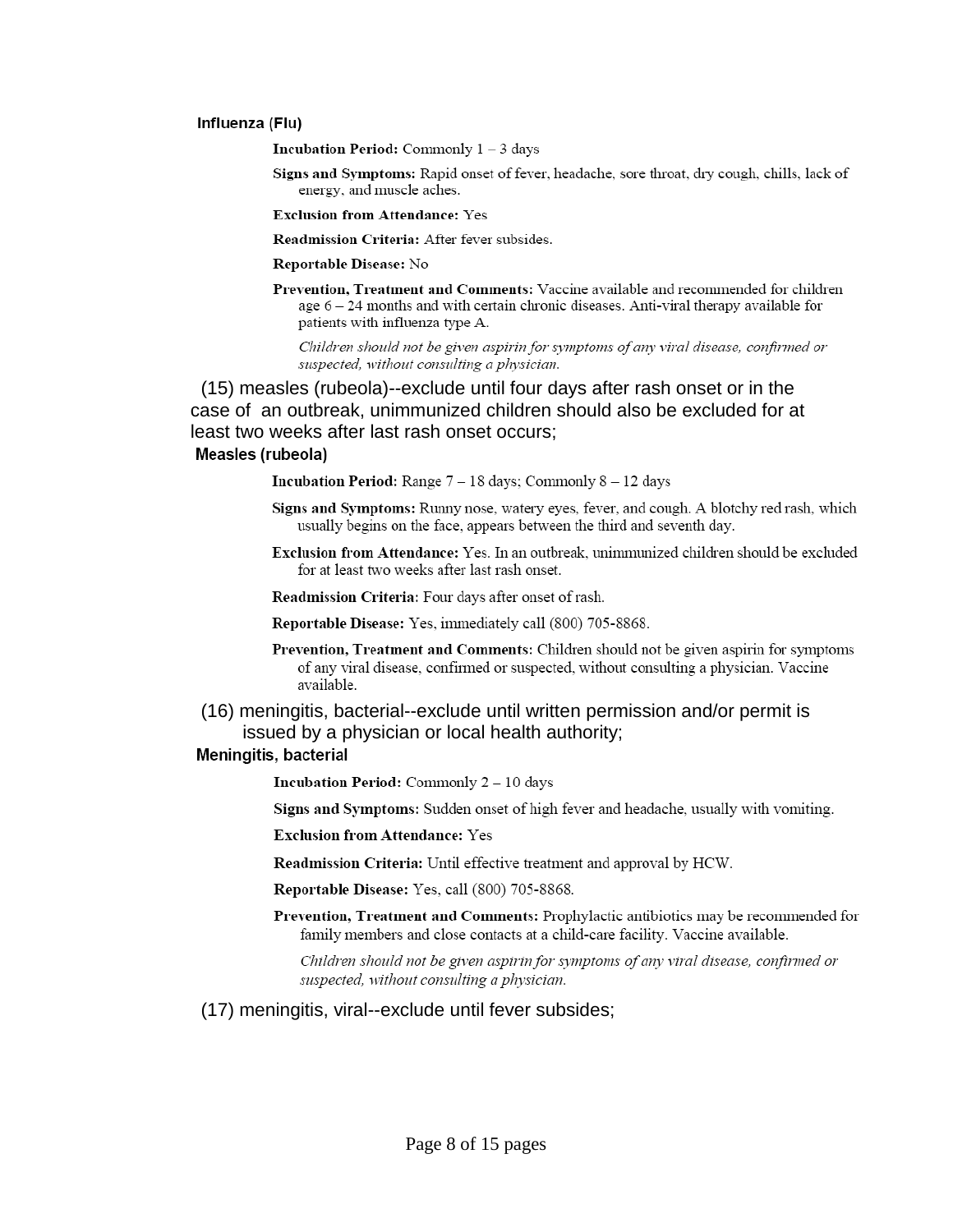### Influenza (Flu)

**Incubation Period:** Commonly 1 – 3 days

**Signs and Symptoms:** Rapid onset of fever, headache, sore throat, dry cough, chills, lack of energy, and muscle aches.

**Exclusion from Attendance:** Yes

**Readmission Criteria:** After fever subsides.

**Reportable Disease:** No

**Prevention, Treatment and Comments:** Vaccine available and recommended for children age 6 – 24 months and with certain chronic diseases. Anti-viral therapy available for patients with influenza type A.

*Children should not be given aspirin for symptoms of any viral disease, confirmed or suspected, without consulting a physician.*

(15) measles (rubeola)--exclude until four days after rash onset or in the case of an outbreak, unimmunized children should also be excluded for at least two weeks after last rash onset occurs;

### Measles (rubeola)

**Incubation Period:** Range 7 – 18 days; Commonly 8 – 12 days

**Signs and Symptoms:** Runny nose, watery eyes, fever, and cough. A blotchy red rash, which usually begins on the face, appears between the third and seventh day.

**Exclusion from Attendance:** Yes. In an outbreak, unimmunized children should be excluded for at least two weeks after last rash onset.

**Readmission Criteria:** Four days after onset of rash.

**Reportable Disease:** Yes, immediately call (800) 705-8868.

**Prevention, Treatment and Comments:** Children should not be given aspirin for symptoms of any viral disease, confirmed or suspected, without consulting a physician. Vaccine available.

(16) meningitis, bacterial--exclude until written permission and/or permit is issued by a physician or local health authority;

### Meningitis, bacterial

**Incubation Period:** Commonly 2 – 10 days

**Signs and Symptoms:** Sudden onset of high fever and headache, usually with vomiting.

**Exclusion from Attendance:** Yes

**Readmission Criteria:** Until effective treatment and approval by HCW.

**Reportable Disease:** Yes, call (800) 705-8868.

**Prevention, Treatment and Comments:** Prophylactic antibiotics may be recommended for family members and close contacts at a child-care facility. Vaccine available.

*Children should not be given aspirin for symptoms of any viral disease, confirmed or suspected, without consulting a physician.*

(17) meningitis, viral--exclude until fever subsides;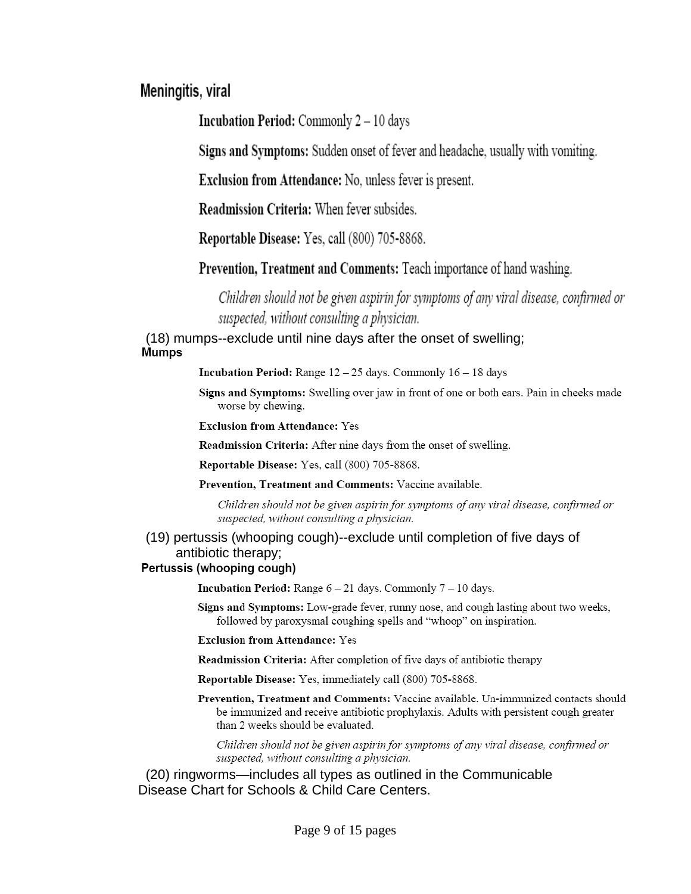## Meningitis, viral

**Incubation Period:** Commonly 2 – 10 days

**Signs and Symptoms:** Sudden onset of fever and headache, usually with vomiting.

**Exclusion from Attendance:** No, unless fever is present.

**Readmission Criteria:** When fever subsides.

**Reportable Disease:** Yes, call (800) 705-8868.

**Prevention, Treatment and Comments:** Teach importance of hand washing.

*Children should not be given aspirin for symptoms of any viral disease, confirmed or suspected, without consulting a physician.*

(18) mumps--exclude until nine days after the onset of swelling;

## Mumps

**Incubation Period:** Range 12 – 25 days. Commonly 16 – 18 days

**Signs and Symptoms:** Swelling over jaw in front of one or both ears. Pain in cheeks made worse by chewing.

**Exclusion from Attendance:** Yes

**Readmission Criteria:** After nine days from the onset of swelling.

**Reportable Disease:** Yes, call (800) 705-8868.

**Prevention, Treatment and Comments:** Vaccine available.

*Children should not be given aspirin for symptoms of any viral disease, confirmed or suspected, without consulting a physician.*

(19) pertussis (whooping cough)--exclude until completion of five days of antibiotic therapy;

## Pertussis (whooping cough)

**Incubation Period:** Range 6 – 21 days. Commonly 7 – 10 days.

**Signs and Symptoms:** Low-grade fever, runny nose, and cough lasting about two weeks, followed by paroxysmal coughing spells and "whoop" on inspiration.

**Exclusion from Attendance:** Yes

**Readmission Criteria:** After completion of five days of antibiotic therapy

**Reportable Disease:** Yes, immediately call (800) 705-8868.

**Prevention, Treatment and Comments:** Vaccine available. Un-immunized contacts should be immunized and receive antibiotic prophylaxis. Adults with persistent cough greater than 2 weeks should be evaluated.

*Children should not be given aspirin for symptoms of any viral disease, confirmed or suspected, without consulting a physician.*

(20) ringworms—includes all types as outlined in the Communicable Disease Chart for Schools & Child Care Centers.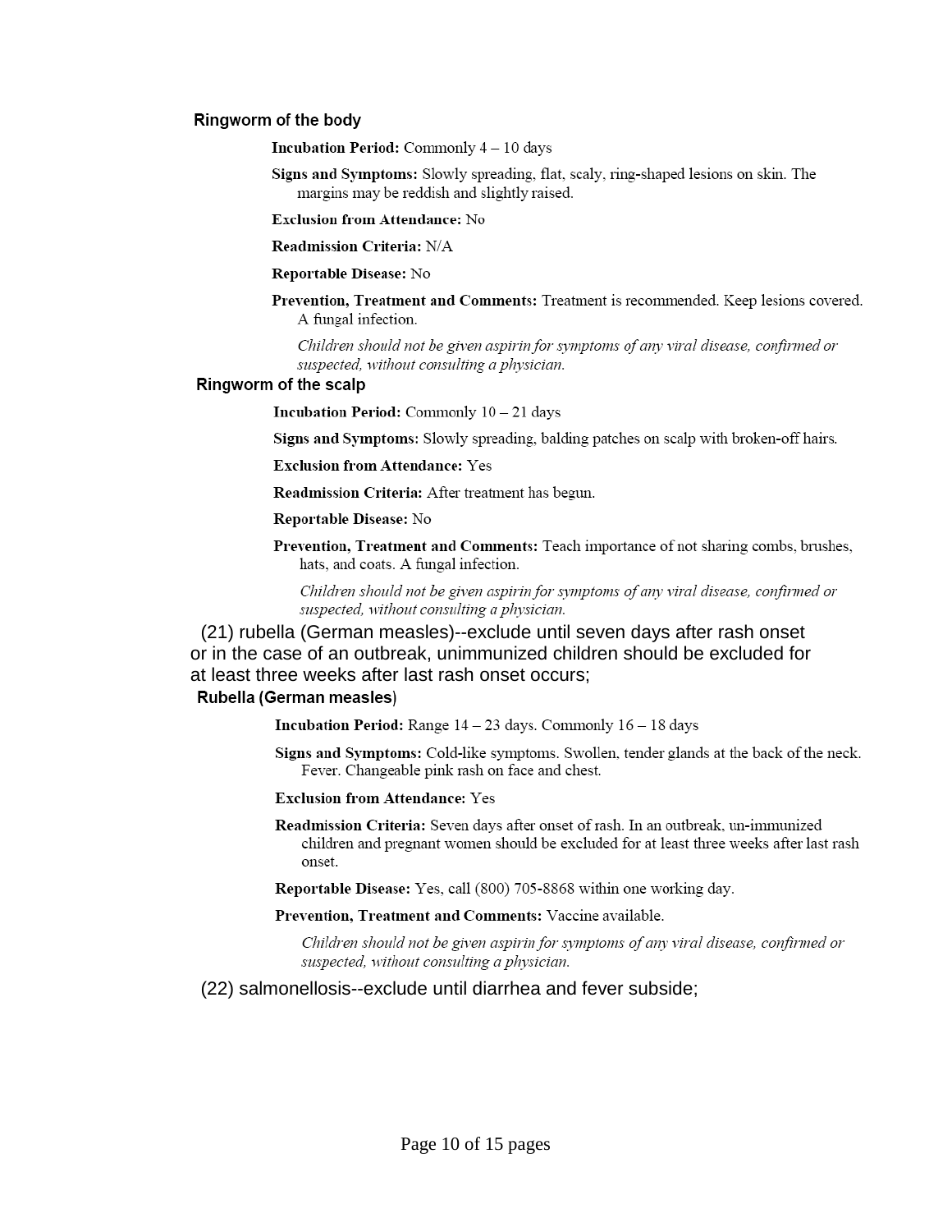### Ringworm of the body

**Incubation Period:** Commonly 4 – 10 days

**Signs and Symptoms:** Slowly spreading, flat, scaly, ring-shaped lesions on skin. The margins may be reddish and slightly raised.

**Exclusion from Attendance:** No

**Readmission Criteria:** N/A

**Reportable Disease:** No

**Prevention, Treatment and Comments:** Treatment is recommended. Keep lesions covered. A fungal infection.

*Children should not be given aspirin for symptoms of any viral disease, confirmed or suspected, without consulting a physician.*

### Ringworm of the scalp

**Incubation Period:** Commonly 10 – 21 days

**Signs and Symptoms:** Slowly spreading, balding patches on scalp with broken-off hairs.

**Exclusion from Attendance:** Yes

**Readmission Criteria:** After treatment has begun.

**Reportable Disease:** No

**Prevention, Treatment and Comments:** Teach importance of not sharing combs, brushes, hats, and coats. A fungal infection.

*Children should not be given aspirin for symptoms of any viral disease, confirmed or suspected, without consulting a physician.*

(21) rubella (German measles)--exclude until seven days after rash onset or in the case of an outbreak, unimmunized children should be excluded for at least three weeks after last rash onset occurs;

### Rubella (German measles)

**Incubation Period:** Range 14 – 23 days. Commonly 16 – 18 days

**Signs and Symptoms:** Cold-like symptoms. Swollen, tender glands at the back of the neck. Fever. Changeable pink rash on face and chest.

**Exclusion from Attendance:** Yes

**Readmission Criteria:** Seven days after onset of rash. In an outbreak, un-immunized children and pregnant women should be excluded for at least three weeks after last rash onset.

**Reportable Disease:** Yes, call (800) 705-8868 within one working day.

**Prevention, Treatment and Comments:** Vaccine available.

*Children should not be given aspirin for symptoms of any viral disease, confirmed or suspected, without consulting a physician.*

(22) salmonellosis--exclude until diarrhea and fever subside;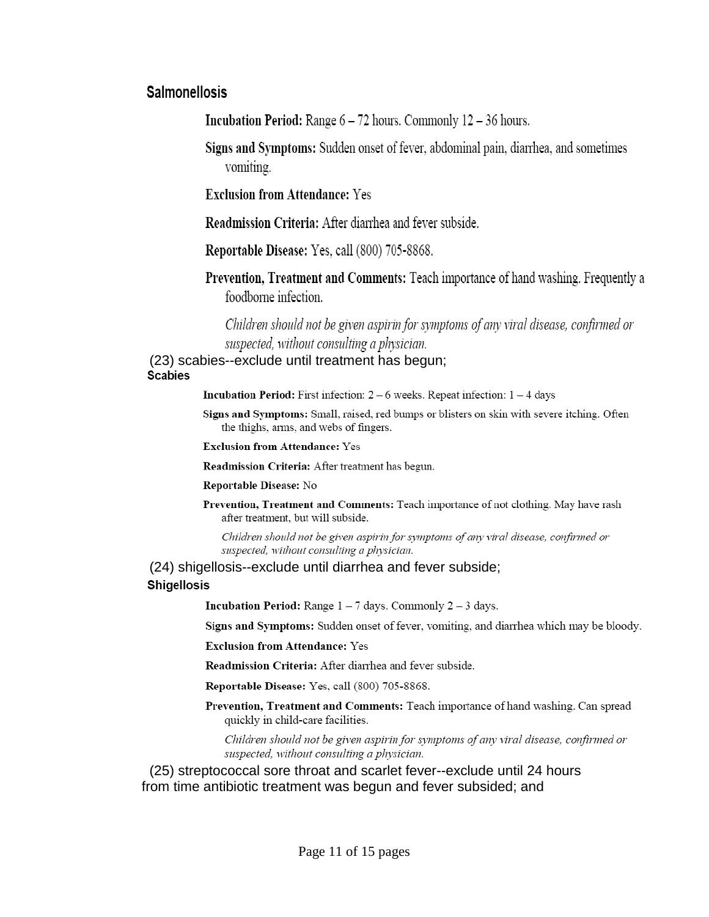### Salmonellosis

**Incubation Period:** Range 6 – 72 hours. Commonly 12 – 36 hours.

**Signs and Symptoms:** Sudden onset of fever, abdominal pain, diarrhea, and sometimes vomiting.

**Exclusion from Attendance:** Yes

**Readmission Criteria:** After diarrhea and fever subside.

**Reportable Disease:** Yes, call (800) 705-8868.

**Prevention, Treatment and Comments:** Teach importance of hand washing. Frequently a foodborne infection.

*Children should not be given aspirin for symptoms of any viral disease, confirmed or suspected, without consulting a physician.*

(23) scabies--exclude until treatment has begun;

### Scabies

**Incubation Period:** First infection: 2 – 6 weeks. Repeat infection: 1 – 4 days

**Signs and Symptoms:** Small, raised, red bumps or blisters on skin with severe itching. Often the thighs, arms, and webs of fingers.

**Exclusion from Attendance:** Yes

**Readmission Criteria:** After treatment has begun.

**Reportable Disease:** No

**Prevention, Treatment and Comments:** Teach importance of not clothing. May have rash after treatment, but will subside.

*Children should not be given aspirin for symptoms of any viral disease, confirmed or suspected, without consulting a physician.*

(24) shigellosis--exclude until diarrhea and fever subside;

### Shigellosis

**Incubation Period:** Range 1 – 7 days. Commonly 2 – 3 days.

**Signs and Symptoms:** Sudden onset of fever, vomiting, and diarrhea which may be bloody.

**Exclusion from Attendance:** Yes

**Readmission Criteria:** After diarrhea and fever subside.

**Reportable Disease:** Yes, call (800) 705-8868.

**Prevention, Treatment and Comments:** Teach importance of hand washing. Can spread quickly in child-care facilities.

*Children should not be given aspirin for symptoms of any viral disease, confirmed or suspected, without consulting a physician.*

(25) streptococcal sore throat and scarlet fever--exclude until 24 hours from time antibiotic treatment was begun and fever subsided; and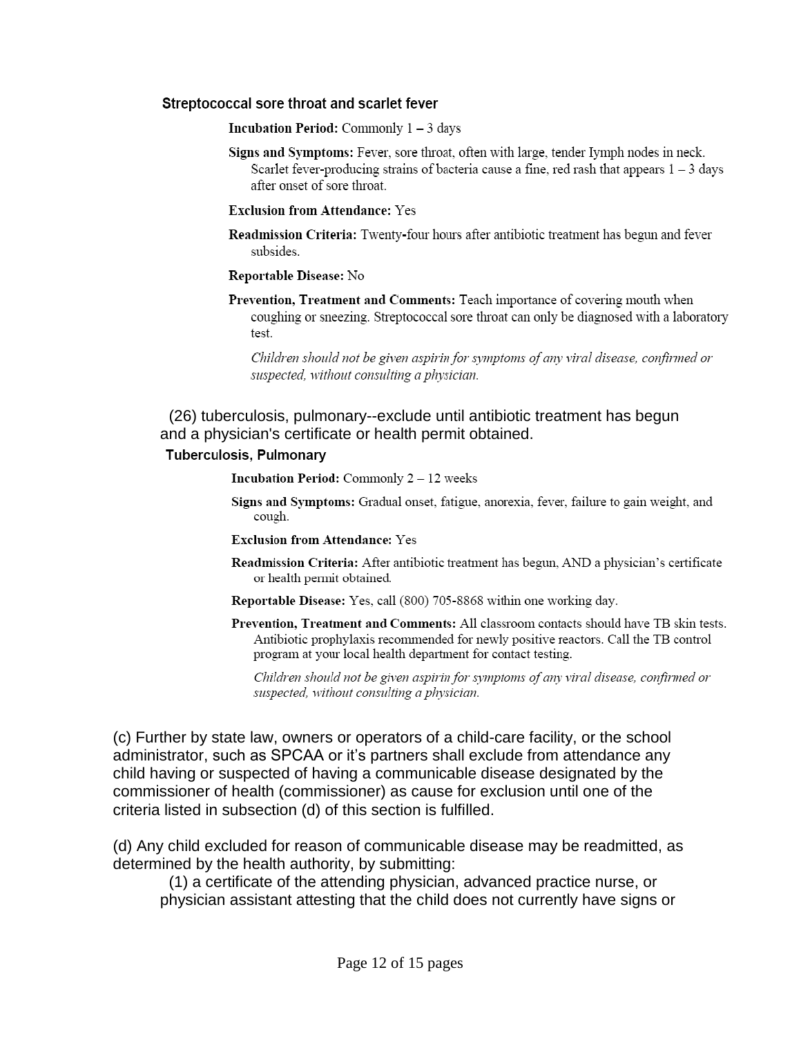### Streptococcal sore throat and scarlet fever

**Incubation Period:** Commonly 1 – 3 days

**Signs and Symptoms:** Fever, sore throat, often with large, tender lymph nodes in neck. Scarlet fever-producing strains of bacteria cause a fine, red rash that appears 1 – 3 days after onset of sore throat.

**Exclusion from Attendance:** Yes

**Readmission Criteria:** Twenty-four hours after antibiotic treatment has begun and fever subsides.

**Reportable Disease:** No

**Prevention, Treatment and Comments:** Teach importance of covering mouth when coughing or sneezing. Streptococcal sore throat can only be diagnosed with a laboratory test.

*Children should not be given aspirin for symptoms of any viral disease, confirmed or suspected, without consulting a physician.*

(26) tuberculosis, pulmonary--exclude until antibiotic treatment has begun and a physician's certificate or health permit obtained.

### Tuberculosis, Pulmonary

**Incubation Period:** Commonly 2 – 12 weeks

**Signs and Symptoms:** Gradual onset, fatigue, anorexia, fever, failure to gain weight, and cough.

**Exclusion from Attendance:** Yes

**Readmission Criteria:** After antibiotic treatment has begun, AND a physician's certificate or health permit obtained.

**Reportable Disease:** Yes, call (800) 705-8868 within one working day.

**Prevention, Treatment and Comments:** All classroom contacts should have TB skin tests. Antibiotic prophylaxis recommended for newly positive reactors. Call the TB control program at your local health department for contact testing.

*Children should not be given aspirin for symptoms of any viral disease, confirmed or suspected, without consulting a physician.*

(c) Further by state law, owners or operators of a child-care facility, or the school administrator, such as SPCAA or it's partners shall exclude from attendance any child having or suspected of having a communicable disease designated by the commissioner of health (commissioner) as cause for exclusion until one of the criteria listed in subsection (d) of this section is fulfilled.

(d) Any child excluded for reason of communicable disease may be readmitted, as determined by the health authority, by submitting:

(1) a certificate of the attending physician, advanced practice nurse, or physician assistant attesting that the child does not currently have signs or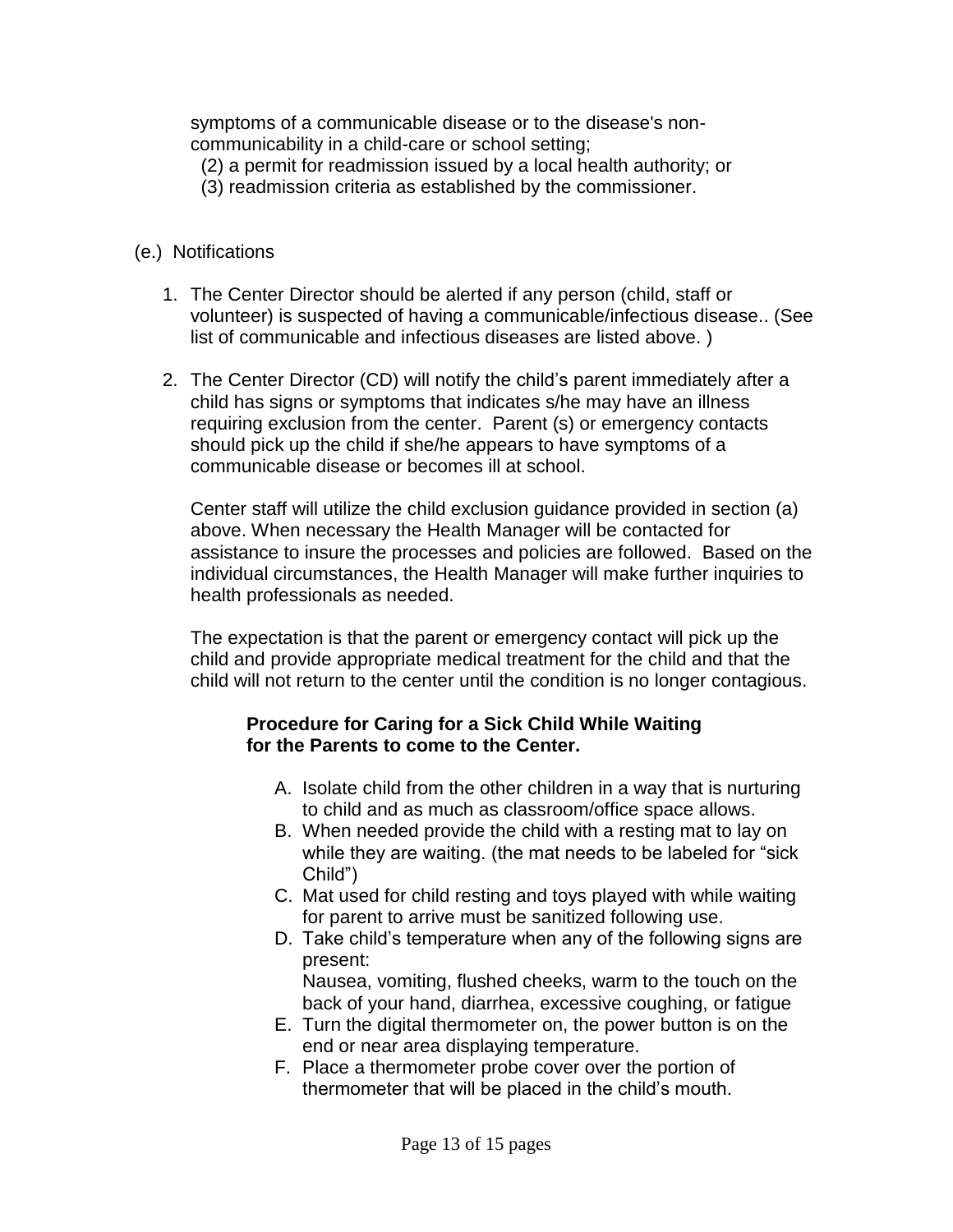symptoms of a communicable disease or to the disease's non-communicability in a child-care or school setting;

(2) a permit for readmission issued by a local health authority; or

(3) readmission criteria as established by the commissioner.

(e.) Notifications

1. The Center Director should be alerted if any person (child, staff or volunteer) is suspected of having a communicable/infectious disease.. (See list of communicable and infectious diseases are listed above. )

2. The Center Director (CD) will notify the child's parent immediately after a child has signs or symptoms that indicates s/he may have an illness requiring exclusion from the center. Parent (s) or emergency contacts should pick up the child if she/he appears to have symptoms of a communicable disease or becomes ill at school.

   Center staff will utilize the child exclusion guidance provided in section (a) above. When necessary the Health Manager will be contacted for assistance to insure the processes and policies are followed. Based on the individual circumstances, the Health Manager will make further inquiries to health professionals as needed.

   The expectation is that the parent or emergency contact will pick up the child and provide appropriate medical treatment for the child and that the child will not return to the center until the condition is no longer contagious.

   **Procedure for Caring for a Sick Child While Waiting for the Parents to come to the Center.**

   A. Isolate child from the other children in a way that is nurturing to child and as much as classroom/office space allows.
   B. When needed provide the child with a resting mat to lay on while they are waiting. (the mat needs to be labeled for "sick Child")
   C. Mat used for child resting and toys played with while waiting for parent to arrive must be sanitized following use.
   D. Take child's temperature when any of the following signs are present:
      Nausea, vomiting, flushed cheeks, warm to the touch on the back of your hand, diarrhea, excessive coughing, or fatigue
   E. Turn the digital thermometer on, the power button is on the end or near area displaying temperature.
   F. Place a thermometer probe cover over the portion of thermometer that will be placed in the child's mouth.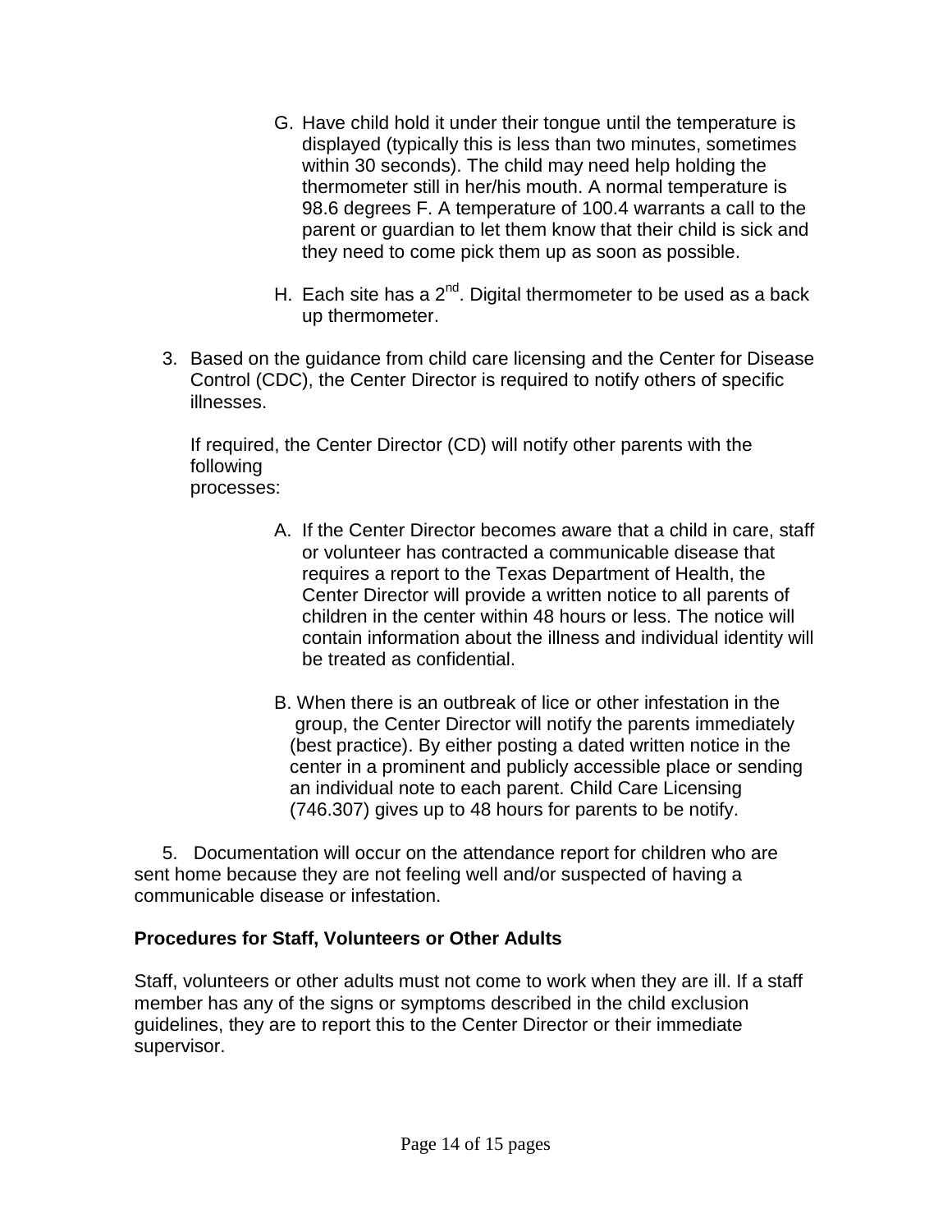G. Have child hold it under their tongue until the temperature is displayed (typically this is less than two minutes, sometimes within 30 seconds). The child may need help holding the thermometer still in her/his mouth. A normal temperature is 98.6 degrees F. A temperature of 100.4 warrants a call to the parent or guardian to let them know that their child is sick and they need to come pick them up as soon as possible.

H. Each site has a 2[nd]. Digital thermometer to be used as a back up thermometer.

3. Based on the guidance from child care licensing and the Center for Disease Control (CDC), the Center Director is required to notify others of specific illnesses.

   If required, the Center Director (CD) will notify other parents with the following processes:

   A. If the Center Director becomes aware that a child in care, staff or volunteer has contracted a communicable disease that requires a report to the Texas Department of Health, the Center Director will provide a written notice to all parents of children in the center within 48 hours or less. The notice will contain information about the illness and individual identity will be treated as confidential.

   B. When there is an outbreak of lice or other infestation in the group, the Center Director will notify the parents immediately (best practice). By either posting a dated written notice in the center in a prominent and publicly accessible place or sending an individual note to each parent. Child Care Licensing (746.307) gives up to 48 hours for parents to be notify.

5. Documentation will occur on the attendance report for children who are sent home because they are not feeling well and/or suspected of having a communicable disease or infestation.

**Procedures for Staff, Volunteers or Other Adults**

Staff, volunteers or other adults must not come to work when they are ill. If a staff member has any of the signs or symptoms described in the child exclusion guidelines, they are to report this to the Center Director or their immediate supervisor.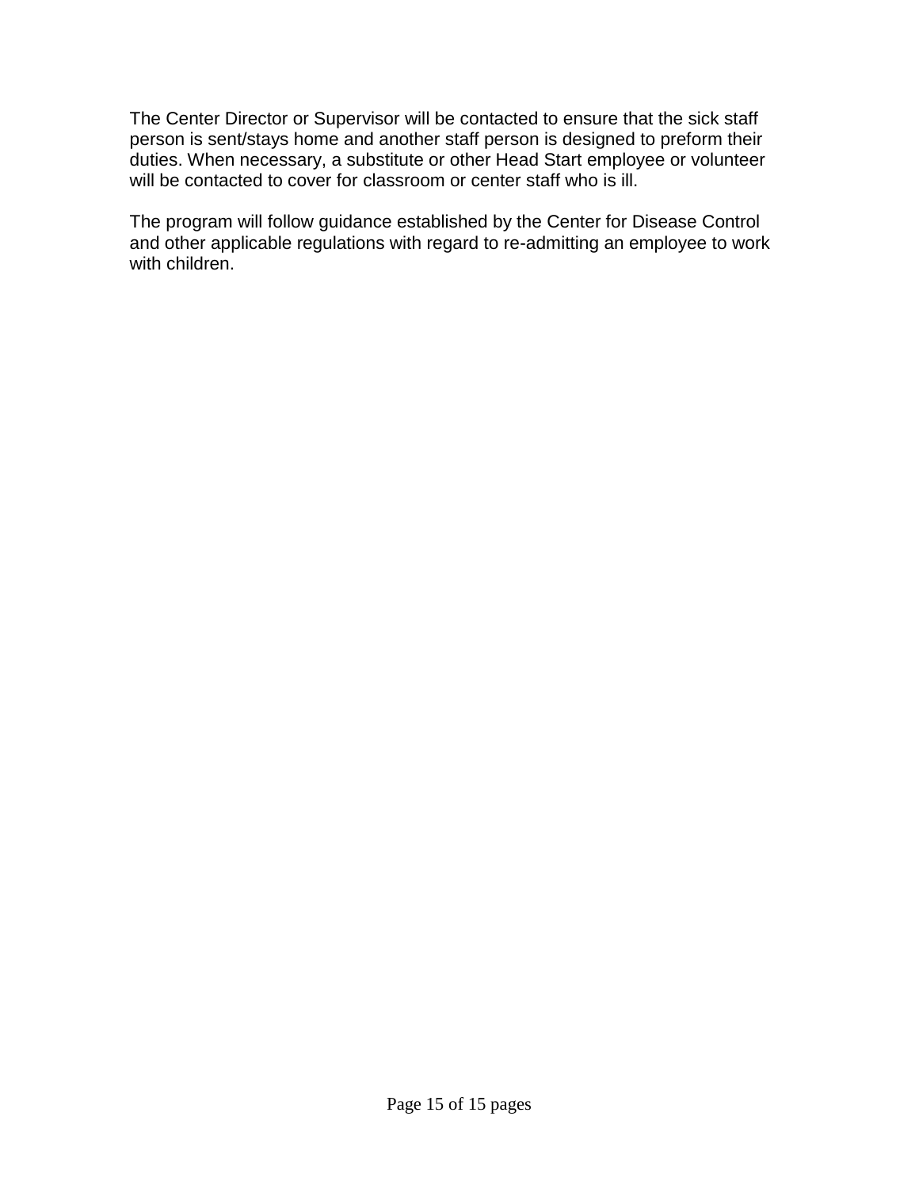The Center Director or Supervisor will be contacted to ensure that the sick staff person is sent/stays home and another staff person is designed to preform their duties. When necessary, a substitute or other Head Start employee or volunteer will be contacted to cover for classroom or center staff who is ill.

The program will follow guidance established by the Center for Disease Control and other applicable regulations with regard to re-admitting an employee to work with children.